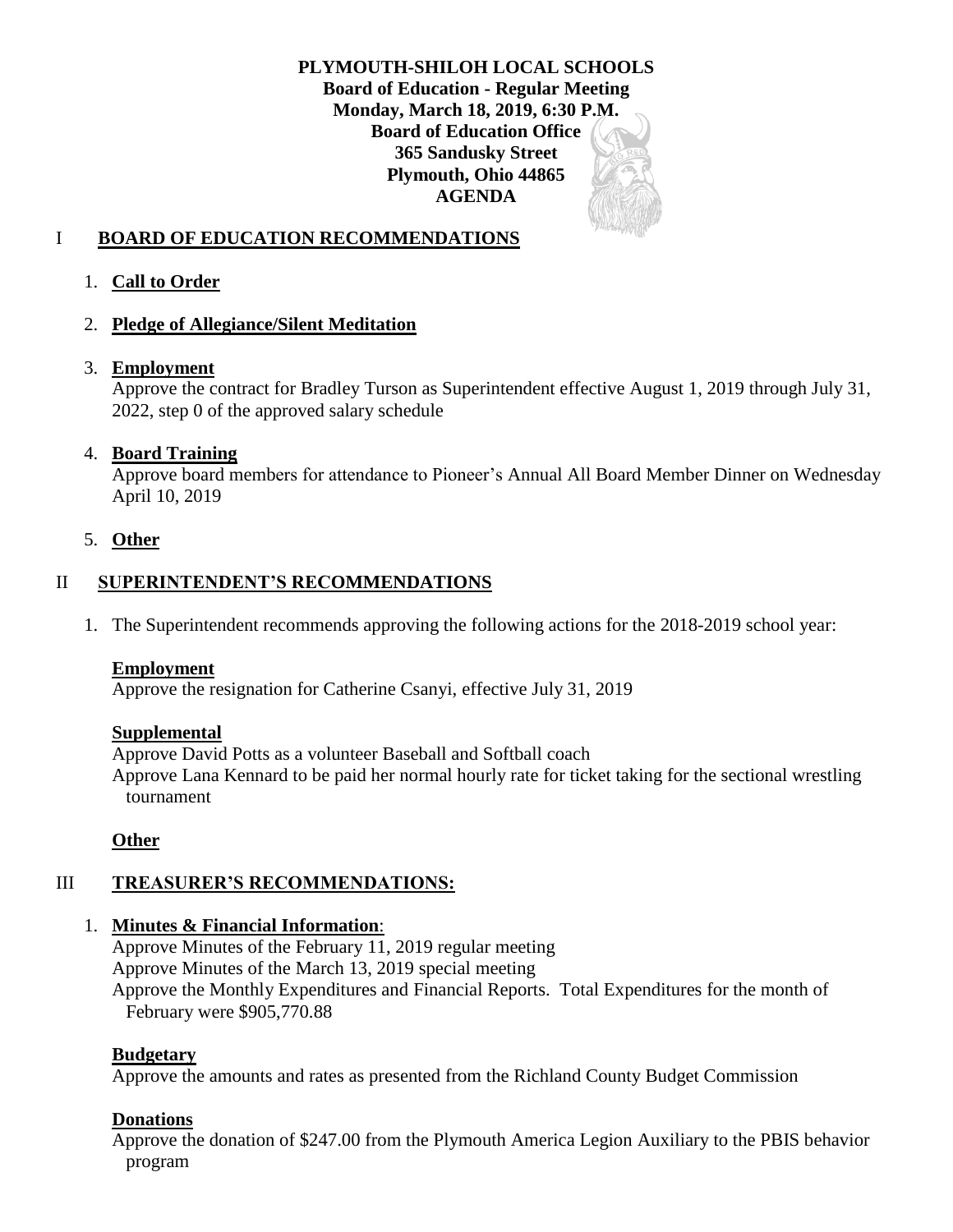**PLYMOUTH-SHILOH LOCAL SCHOOLS**
**Board of Education - Regular Meeting**
**Monday, March 18, 2019, 6:30 P.M.**
**Board of Education Office**
**365 Sandusky Street**
**Plymouth, Ohio 44865**
**AGENDA**

## I BOARD OF EDUCATION RECOMMENDATIONS

1. **Call to Order**

2. **Pledge of Allegiance/Silent Meditation**

3. **Employment**
   Approve the contract for Bradley Turson as Superintendent effective August 1, 2019 through July 31, 2022, step 0 of the approved salary schedule

4. **Board Training**
   Approve board members for attendance to Pioneer's Annual All Board Member Dinner on Wednesday April 10, 2019

5. **Other**

## II SUPERINTENDENT'S RECOMMENDATIONS

1. The Superintendent recommends approving the following actions for the 2018-2019 school year:

**Employment**
Approve the resignation for Catherine Csanyi, effective July 31, 2019

**Supplemental**
Approve David Potts as a volunteer Baseball and Softball coach
Approve Lana Kennard to be paid her normal hourly rate for ticket taking for the sectional wrestling tournament

**Other**

## III TREASURER'S RECOMMENDATIONS:

1. **Minutes & Financial Information**:
   Approve Minutes of the February 11, 2019 regular meeting
   Approve Minutes of the March 13, 2019 special meeting
   Approve the Monthly Expenditures and Financial Reports. Total Expenditures for the month of February were $905,770.88

**Budgetary**
Approve the amounts and rates as presented from the Richland County Budget Commission

**Donations**
Approve the donation of $247.00 from the Plymouth America Legion Auxiliary to the PBIS behavior program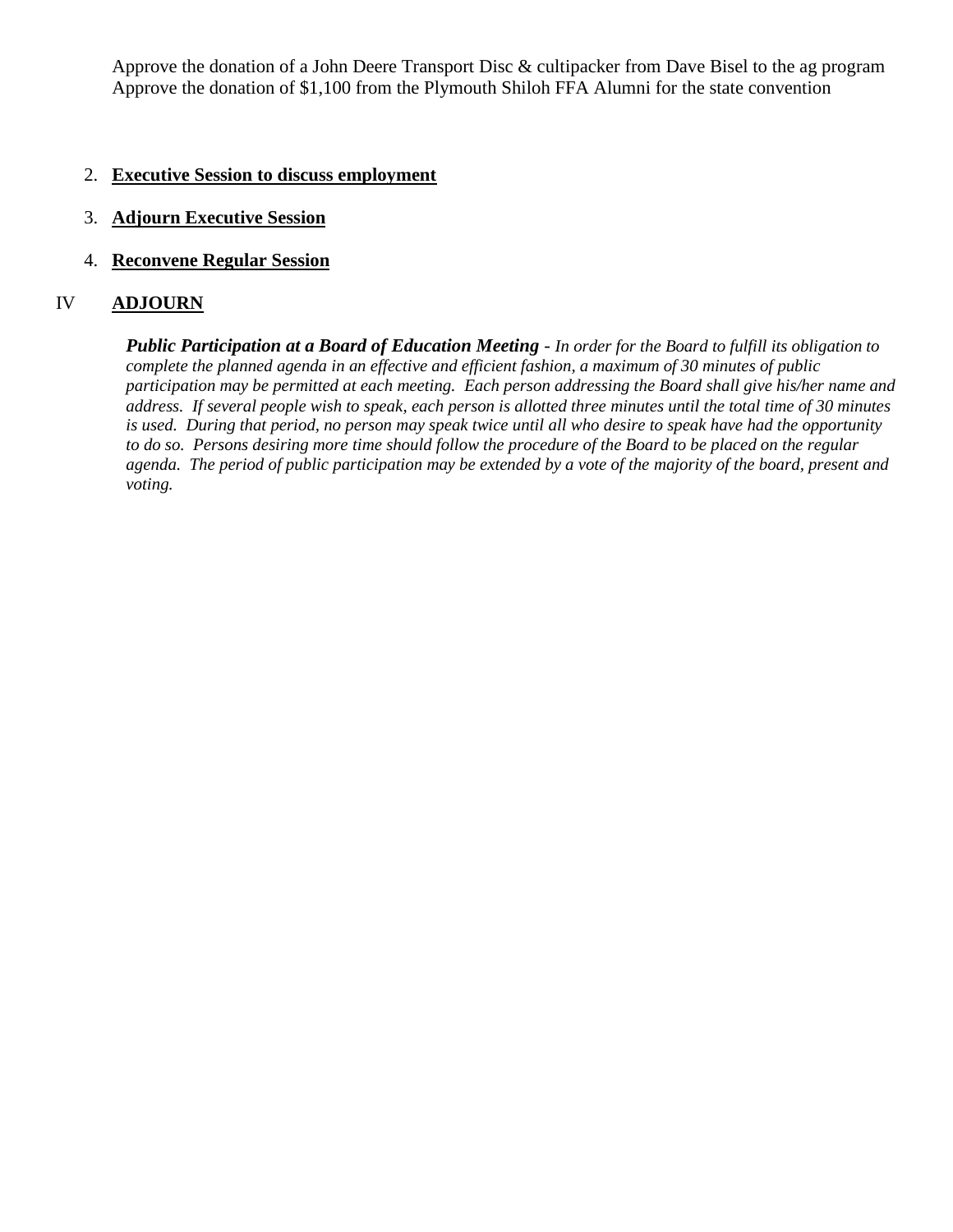Approve the donation of a John Deere Transport Disc & cultipacker from Dave Bisel to the ag program
Approve the donation of $1,100 from the Plymouth Shiloh FFA Alumni for the state convention

2. **Executive Session to discuss employment**

3. **Adjourn Executive Session**

4. **Reconvene Regular Session**

IV **ADJOURN**

***Public Participation at a Board of Education Meeting*** - *In order for the Board to fulfill its obligation to complete the planned agenda in an effective and efficient fashion, a maximum of 30 minutes of public participation may be permitted at each meeting. Each person addressing the Board shall give his/her name and address. If several people wish to speak, each person is allotted three minutes until the total time of 30 minutes is used. During that period, no person may speak twice until all who desire to speak have had the opportunity to do so. Persons desiring more time should follow the procedure of the Board to be placed on the regular agenda. The period of public participation may be extended by a vote of the majority of the board, present and voting.*